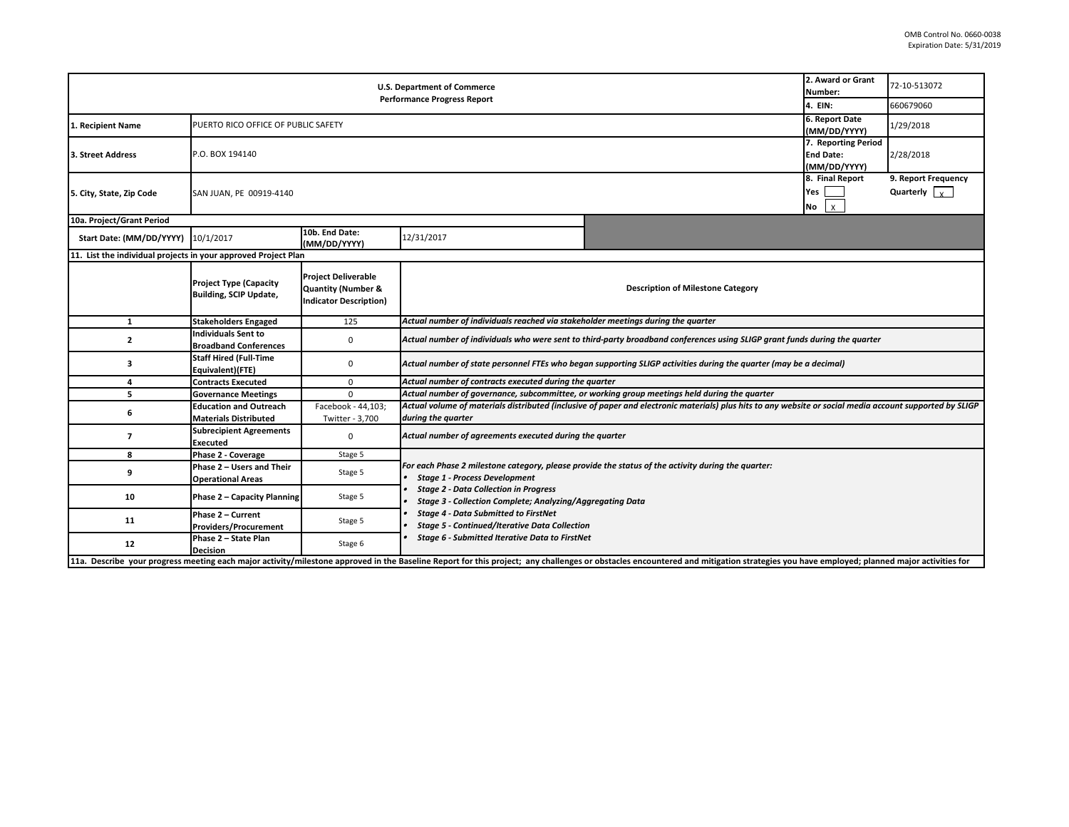OMB Control No. 0660-0038
Expiration Date: 5/31/2019

| U.S. Department of Commerce<br>Performance Progress Report | | | | 2. Award or Grant Number: | 72-10-513072 |
|---|---|---|---|---|---|
| | | | | 4. EIN: | 660679060 |
| 1. Recipient Name | PUERTO RICO OFFICE OF PUBLIC SAFETY | | | 6. Report Date (MM/DD/YYYY) | 1/29/2018 |
| 3. Street Address | P.O. BOX 194140 | | | 7. Reporting Period End Date: (MM/DD/YYYY) | 2/28/2018 |
| 5. City, State, Zip Code | SAN JUAN, PE 00919-4140 | | | 8. Final Report<br>Yes [ ]<br>No [x] | 9. Report Frequency<br>Quarterly [x] |
| 10a. Project/Grant Period | | | | | |
| Start Date: (MM/DD/YYYY) | 10/1/2017 | 10b. End Date: (MM/DD/YYYY) | 12/31/2017 | | |

**11. List the individual projects in your approved Project Plan**

| | Project Type (Capacity Building, SCIP Update, | Project Deliverable Quantity (Number & Indicator Description) | Description of Milestone Category |
|---|---|---|---|
| 1 | Stakeholders Engaged | 125 | *Actual number of individuals reached via stakeholder meetings during the quarter* |
| 2 | Individuals Sent to Broadband Conferences | 0 | *Actual number of individuals who were sent to third-party broadband conferences using SLIGP grant funds during the quarter* |
| 3 | Staff Hired (Full-Time Equivalent)(FTE) | 0 | *Actual number of state personnel FTEs who began supporting SLIGP activities during the quarter (may be a decimal)* |
| 4 | Contracts Executed | 0 | *Actual number of contracts executed during the quarter* |
| 5 | Governance Meetings | 0 | *Actual number of governance, subcommittee, or working group meetings held during the quarter* |
| 6 | Education and Outreach Materials Distributed | Facebook - 44,103; Twitter - 3,700 | *Actual volume of materials distributed (inclusive of paper and electronic materials) plus hits to any website or social media account supported by SLIGP during the quarter* |
| 7 | Subrecipient Agreements Executed | 0 | *Actual number of agreements executed during the quarter* |
| 8 | Phase 2 - Coverage | Stage 5 | *For each Phase 2 milestone category, please provide the status of the activity during the quarter:*<br>• *Stage 1 - Process Development*<br>• *Stage 2 - Data Collection in Progress*<br>• *Stage 3 - Collection Complete; Analyzing/Aggregating Data*<br>• *Stage 4 - Data Submitted to FirstNet*<br>• *Stage 5 - Continued/Iterative Data Collection*<br>• *Stage 6 - Submitted Iterative Data to FirstNet* |
| 9 | Phase 2 – Users and Their Operational Areas | Stage 5 | |
| 10 | Phase 2 – Capacity Planning | Stage 5 | |
| 11 | Phase 2 – Current Providers/Procurement | Stage 5 | |
| 12 | Phase 2 – State Plan Decision | Stage 6 | |

**11a. Describe your progress meeting each major activity/milestone approved in the Baseline Report for this project; any challenges or obstacles encountered and mitigation strategies you have employed; planned major activities for**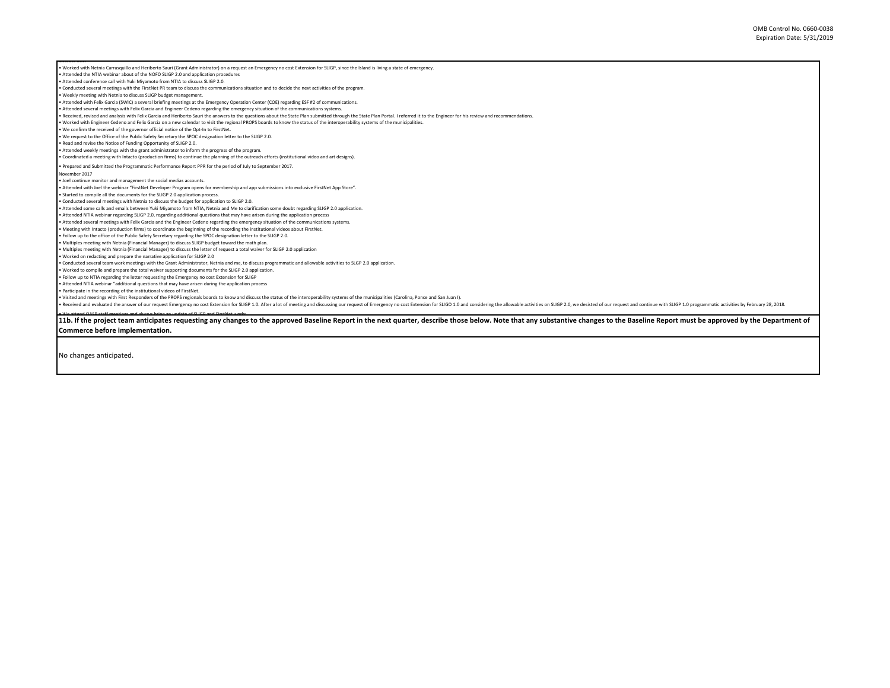October 2017

- Worked with Netnia Carrasquillo and Heriberto Sauri (Grant Administrator) on a request an Emergency no cost Extension for SLIGP, since the Island is living a state of emergency.
- Attended the NTIA webinar about of the NOFO SLIGP 2.0 and application procedures
- Attended conference call with Yuki Miyamoto from NTIA to discuss SLIGP 2.0.
- Conducted several meetings with the FirstNet PR team to discuss the communications situation and to decide the next activities of the program.
- Weekly meeting with Netnia to discuss SLIGP budget management.
- Attended with Felix Garcia (SWIC) a several briefing meetings at the Emergency Operation Center (COE) regarding ESF #2 of communications.
- Attended several meetings with Felix Garcia and Engineer Cedeno regarding the emergency situation of the communications systems.
- Received, revised and analysis with Felix Garcia and Heriberto Sauri the answers to the questions about the State Plan submitted through the State Plan Portal. I referred it to the Engineer for his review and recommendations.
- Worked with Engineer Cedeno and Felix Garcia on a new calendar to visit the regional PROPS boards to know the status of the interoperability systems of the municipalities.
- We confirm the received of the governor official notice of the Opt-In to FirstNet.
- We request to the Office of the Public Safety Secretary the SPOC designation letter to the SLIGP 2.0.
- Read and revise the Notice of Funding Opportunity of SLIGP 2.0.
- Attended weekly meetings with the grant administrator to inform the progress of the program.
- Coordinated a meeting with Intacto (production firms) to continue the planning of the outreach efforts (institutional video and art designs).
- Prepared and Submitted the Programmatic Performance Report PPR for the period of July to September 2017.

November 2017

- Joel continue monitor and management the social medias accounts.
- Attended with Joel the webinar "FirstNet Developer Program opens for membership and app submissions into exclusive FirstNet App Store".
- Started to compile all the documents for the SLIGP 2.0 application process.
- Conducted several meetings with Netnia to discuss the budget for application to SLIGP 2.0.
- Attended some calls and emails between Yuki Miyamoto from NTIA, Netnia and Me to clarification some doubt regarding SLIGP 2.0 application.
- Attended NTIA webinar regarding SLIGP 2.0, regarding additional questions that may have arisen during the application process
- Attended several meetings with Felix Garcia and the Engineer Cedeno regarding the emergency situation of the communications systems.
- Meeting with Intacto (production firms) to coordinate the beginning of the recording the institutional videos about FirstNet.
- Follow up to the office of the Public Safety Secretary regarding the SPOC designation letter to the SLIGP 2.0.
- Multiples meeting with Netnia (Financial Manager) to discuss SLIGP budget toward the math plan.
- Multiples meeting with Netnia (Financial Manager) to discuss the letter of request a total waiver for SLIGP 2.0 application
- Worked on redacting and prepare the narrative application for SLIGP 2.0
- Conducted several team work meetings with the Grant Administrator, Netnia and me, to discuss programmatic and allowable activities to SLGP 2.0 application.
- Worked to compile and prepare the total waiver supporting documents for the SLIGP 2.0 application.
- Follow up to NTIA regarding the letter requesting the Emergency no cost Extension for SLIGP
- Attended NTIA webinar "additional questions that may have arisen during the application process
- Participate in the recording of the institutional videos of FirstNet.
- Visited and meetings with First Responders of the PROPS regionals boards to know and discuss the status of the interoperability systems of the municipalities (Carolina, Ponce and San Juan I).
- Received and evaluated the answer of our request Emergency no cost Extension for SLIGP 1.0. After a lot of meeting and discussing our request of Emergency no cost Extension for SLIGO 1.0 and considering the allowable activities on SLIGP 2.0, we desisted of our request and continue with SLIGP 1.0 programmatic activities by February 28, 2018.
- We attend OASP staff meetings and always bring an update of SLIGP and FirstNet works.

**11b. If the project team anticipates requesting any changes to the approved Baseline Report in the next quarter, describe those below. Note that any substantive changes to the Baseline Report must be approved by the Department of Commerce before implementation.**

No changes anticipated.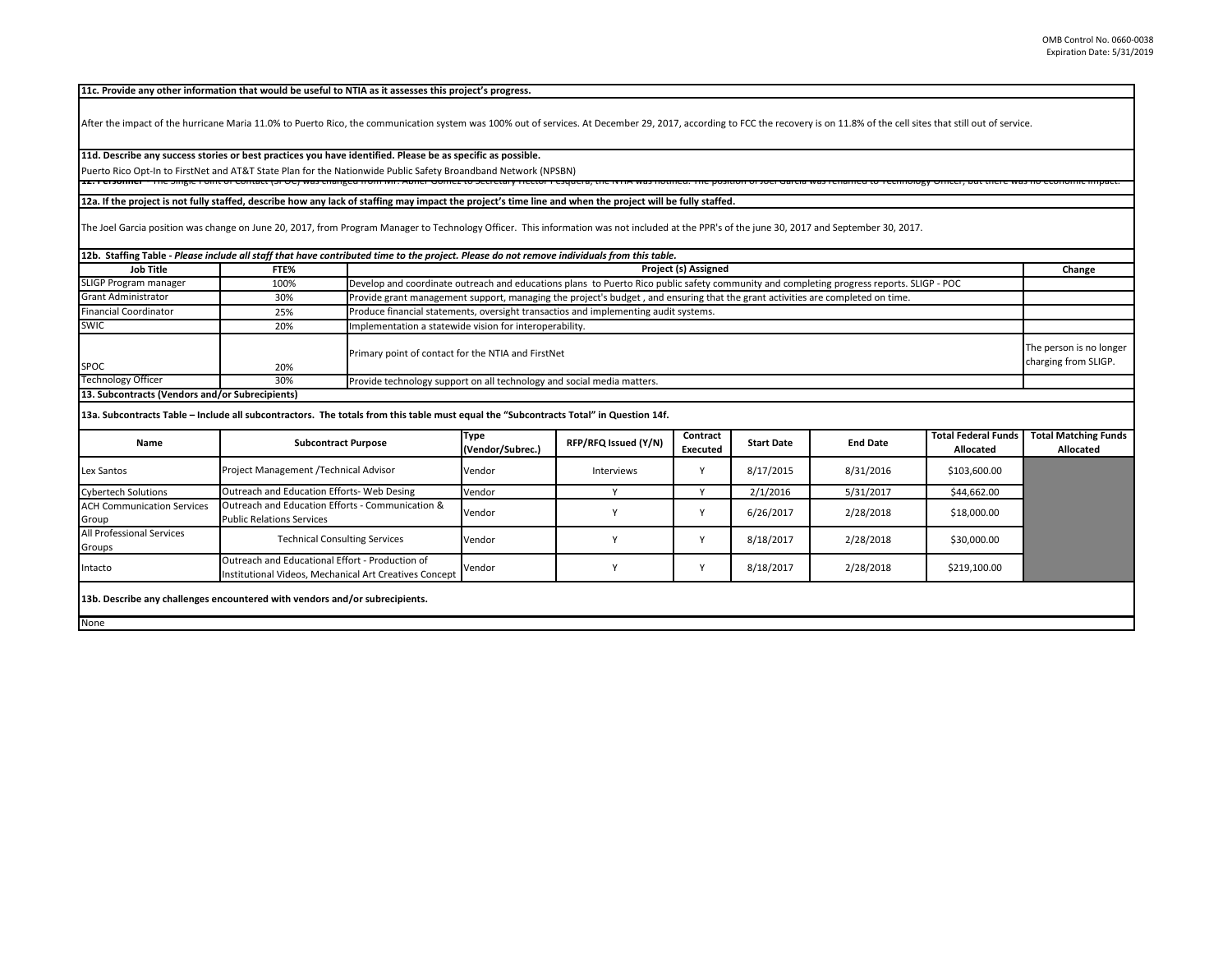**11c. Provide any other information that would be useful to NTIA as it assesses this project's progress.**

After the impact of the hurricane Maria 11.0% to Puerto Rico, the communication system was 100% out of services. At December 29, 2017, according to FCC the recovery is on 11.8% of the cell sites that still out of service.

**11d. Describe any success stories or best practices you have identified. Please be as specific as possible.**

Puerto Rico Opt-In to FirstNet and AT&T State Plan for the Nationwide Public Safety Broandband Network (NPSBN)

**12. Personnel** – The Single Point of Contact (SPOC) was changed from Mr. Abner Gomez to Secretary Hector Pesquera, the NTIA was notified. The position of Joel Garcia was renamed to Technology Officer, but there was no economic impact.

**12a. If the project is not fully staffed, describe how any lack of staffing may impact the project's time line and when the project will be fully staffed.**

The Joel Garcia position was change on June 20, 2017, from Program Manager to Technology Officer. This information was not included at the PPR's of the june 30, 2017 and September 30, 2017.

**12b. Staffing Table** - *Please include all staff that have contributed time to the project. Please do not remove individuals from this table.*

| Job Title | FTE% | Project (s) Assigned | Change |
|---|---|---|---|
| SLIGP Program manager | 100% | Develop and coordinate outreach and educations plans to Puerto Rico public safety community and completing progress reports. SLIGP - POC | |
| Grant Administrator | 30% | Provide grant management support, managing the project's budget , and ensuring that the grant activities are completed on time. | |
| Financial Coordinator | 25% | Produce financial statements, oversight transactios and implementing audit systems. | |
| SWIC | 20% | Implementation a statewide vision for interoperability. | |
| SPOC | 20% | Primary point of contact for the NTIA and FirstNet | The person is no longer charging from SLIGP. |
| Technology Officer | 30% | Provide technology support on all technology and social media matters. | |

**13. Subcontracts (Vendors and/or Subrecipients)**

**13a. Subcontracts Table – Include all subcontractors. The totals from this table must equal the "Subcontracts Total" in Question 14f.**

| Name | Subcontract Purpose | Type (Vendor/Subrec.) | RFP/RFQ Issued (Y/N) | Contract Executed | Start Date | End Date | Total Federal Funds Allocated | Total Matching Funds Allocated |
|---|---|---|---|---|---|---|---|---|
| Lex Santos | Project Management /Technical Advisor | Vendor | Interviews | Y | 8/17/2015 | 8/31/2016 | $103,600.00 | |
| Cybertech Solutions | Outreach and Education Efforts- Web Desing | Vendor | Y | Y | 2/1/2016 | 5/31/2017 | $44,662.00 | |
| ACH Communication Services Group | Outreach and Education Efforts - Communication & Public Relations Services | Vendor | Y | Y | 6/26/2017 | 2/28/2018 | $18,000.00 | |
| All Professional Services Groups | Technical Consulting Services | Vendor | Y | Y | 8/18/2017 | 2/28/2018 | $30,000.00 | |
| Intacto | Outreach and Educational Effort - Production of Institutional Videos, Mechanical Art Creatives Concept | Vendor | Y | Y | 8/18/2017 | 2/28/2018 | $219,100.00 | |

**13b. Describe any challenges encountered with vendors and/or subrecipients.**

None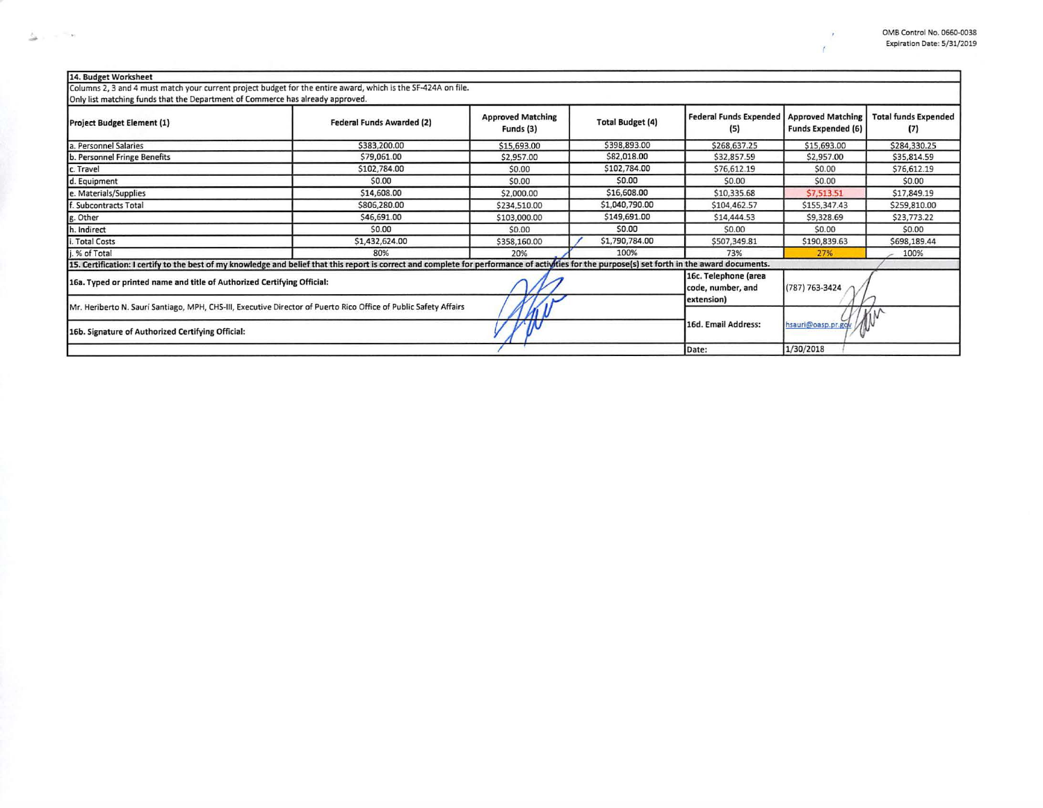OMB Control No. 0660-0038
Expiration Date: 5/31/2019

**14. Budget Worksheet**

Columns 2, 3 and 4 must match your current project budget for the entire award, which is the SF-424A on file.
Only list matching funds that the Department of Commerce has already approved.

| Project Budget Element (1) | Federal Funds Awarded (2) | Approved Matching Funds (3) | Total Budget (4) | Federal Funds Expended (5) | Approved Matching Funds Expended (6) | Total funds Expended (7) |
|---|---|---|---|---|---|---|
| a. Personnel Salaries | $383,200.00 | $15,693.00 | $398,893.00 | $268,637.25 | $15,693.00 | $284,330.25 |
| b. Personnel Fringe Benefits | $79,061.00 | $2,957.00 | $82,018.00 | $32,857.59 | $2,957.00 | $35,814.59 |
| c. Travel | $102,784.00 | $0.00 | $102,784.00 | $76,612.19 | $0.00 | $76,612.19 |
| d. Equipment | $0.00 | $0.00 | $0.00 | $0.00 | $0.00 | $0.00 |
| e. Materials/Supplies | $14,608.00 | $2,000.00 | $16,608.00 | $10,335.68 | $7,513.51 | $17,849.19 |
| f. Subcontracts Total | $806,280.00 | $234,510.00 | $1,040,790.00 | $104,462.57 | $155,347.43 | $259,810.00 |
| g. Other | $46,691.00 | $103,000.00 | $149,691.00 | $14,444.53 | $9,328.69 | $23,773.22 |
| h. Indirect | $0.00 | $0.00 | $0.00 | $0.00 | $0.00 | $0.00 |
| i. Total Costs | $1,432,624.00 | $358,160.00 | $1,790,784.00 | $507,349.81 | $190,839.63 | $698,189.44 |
| j. % of Total | 80% | 20% | 100% | 73% | 27% | 100% |

**15. Certification: I certify to the best of my knowledge and belief that this report is correct and complete for performance of activities for the purpose(s) set forth in the award documents.**

| | | | |
|---|---|---|---|
| **16a. Typed or printed name and title of Authorized Certifying Official:** | | **16c. Telephone (area code, number, and extension)** | (787) 763-3424 |
| Mr. Heriberto N. Saurí Santiago, MPH, CHS-III, Executive Director of Puerto Rico Office of Public Safety Affairs | | | |
| **16b. Signature of Authorized Certifying Official:** | | **16d. Email Address:** | hsauri@oasp.pr.gov |
| | | Date: | 1/30/2018 |